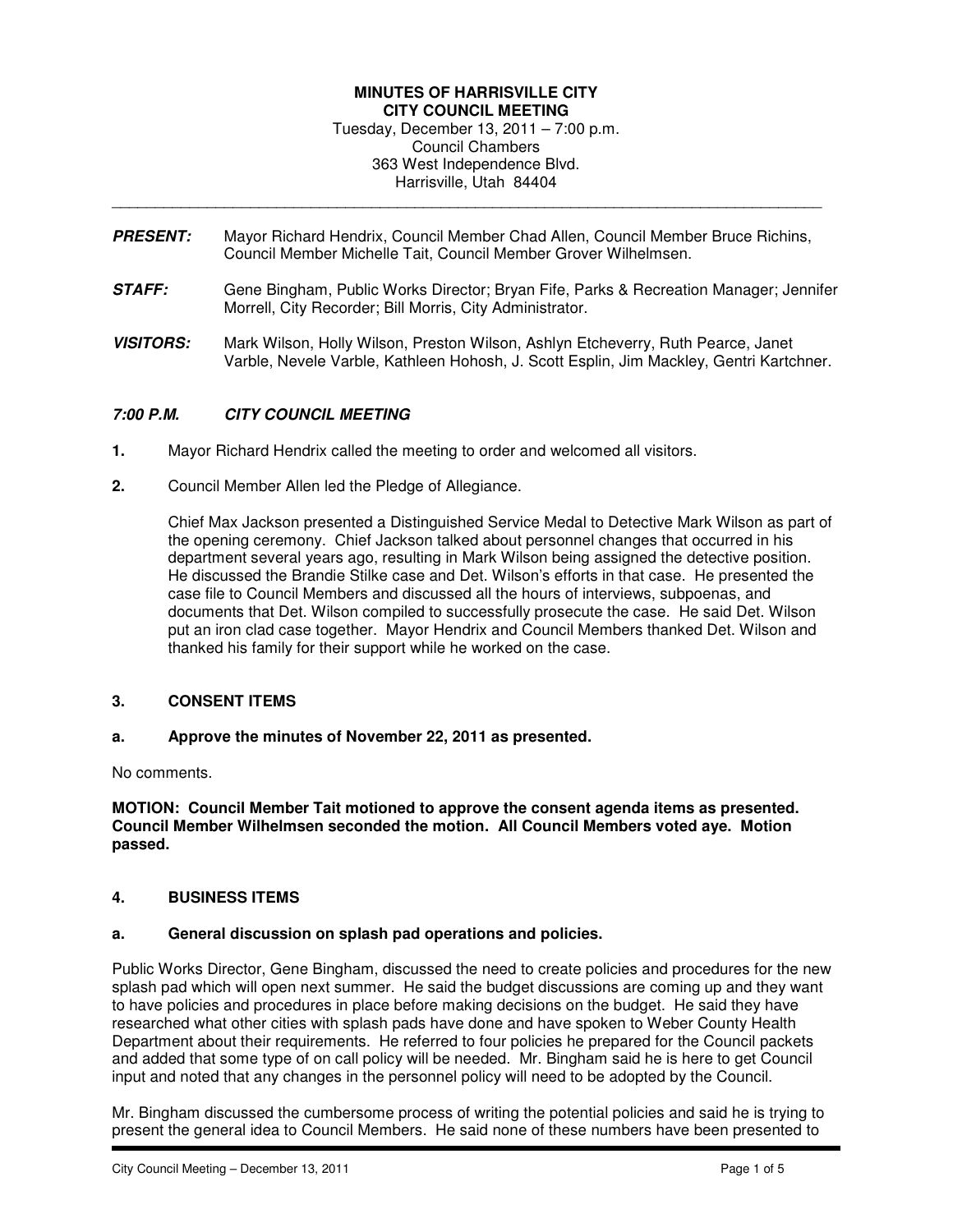**MINUTES OF HARRISVILLE CITY**
**CITY COUNCIL MEETING**
Tuesday, December 13, 2011 – 7:00 p.m.
Council Chambers
363 West Independence Blvd.
Harrisville, Utah 84404

---

***PRESENT:*** Mayor Richard Hendrix, Council Member Chad Allen, Council Member Bruce Richins, Council Member Michelle Tait, Council Member Grover Wilhelmsen.

***STAFF:*** Gene Bingham, Public Works Director; Bryan Fife, Parks & Recreation Manager; Jennifer Morrell, City Recorder; Bill Morris, City Administrator.

***VISITORS:*** Mark Wilson, Holly Wilson, Preston Wilson, Ashlyn Etcheverry, Ruth Pearce, Janet Varble, Nevele Varble, Kathleen Hohosh, J. Scott Esplin, Jim Mackley, Gentri Kartchner.

## *7:00 P.M. CITY COUNCIL MEETING*

**1.** Mayor Richard Hendrix called the meeting to order and welcomed all visitors.

**2.** Council Member Allen led the Pledge of Allegiance.

Chief Max Jackson presented a Distinguished Service Medal to Detective Mark Wilson as part of the opening ceremony. Chief Jackson talked about personnel changes that occurred in his department several years ago, resulting in Mark Wilson being assigned the detective position. He discussed the Brandie Stilke case and Det. Wilson's efforts in that case. He presented the case file to Council Members and discussed all the hours of interviews, subpoenas, and documents that Det. Wilson compiled to successfully prosecute the case. He said Det. Wilson put an iron clad case together. Mayor Hendrix and Council Members thanked Det. Wilson and thanked his family for their support while he worked on the case.

## 3. CONSENT ITEMS

### a. Approve the minutes of November 22, 2011 as presented.

No comments.

**MOTION: Council Member Tait motioned to approve the consent agenda items as presented. Council Member Wilhelmsen seconded the motion. All Council Members voted aye. Motion passed.**

## 4. BUSINESS ITEMS

### a. General discussion on splash pad operations and policies.

Public Works Director, Gene Bingham, discussed the need to create policies and procedures for the new splash pad which will open next summer. He said the budget discussions are coming up and they want to have policies and procedures in place before making decisions on the budget. He said they have researched what other cities with splash pads have done and have spoken to Weber County Health Department about their requirements. He referred to four policies he prepared for the Council packets and added that some type of on call policy will be needed. Mr. Bingham said he is here to get Council input and noted that any changes in the personnel policy will need to be adopted by the Council.

Mr. Bingham discussed the cumbersome process of writing the potential policies and said he is trying to present the general idea to Council Members. He said none of these numbers have been presented to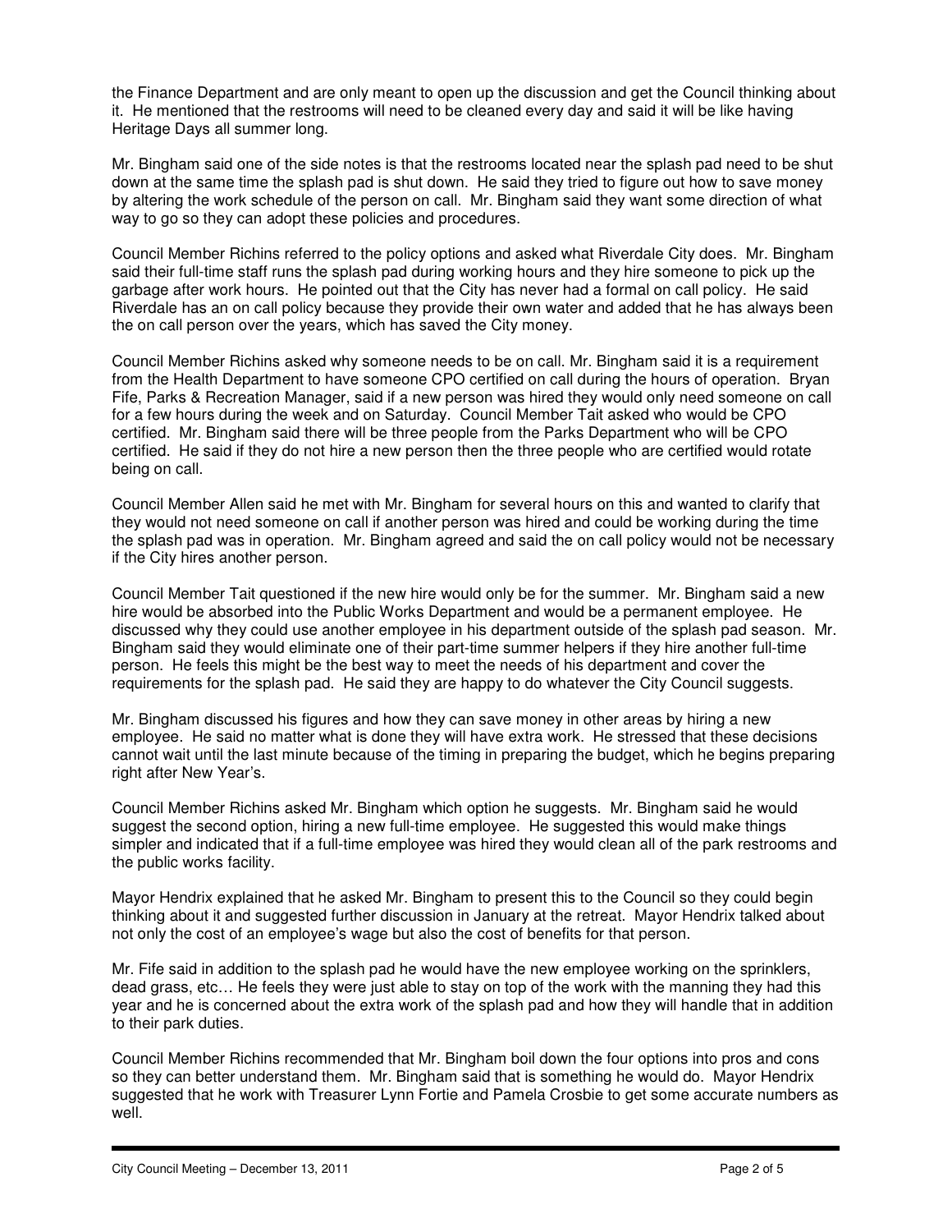the Finance Department and are only meant to open up the discussion and get the Council thinking about it. He mentioned that the restrooms will need to be cleaned every day and said it will be like having Heritage Days all summer long.

Mr. Bingham said one of the side notes is that the restrooms located near the splash pad need to be shut down at the same time the splash pad is shut down. He said they tried to figure out how to save money by altering the work schedule of the person on call. Mr. Bingham said they want some direction of what way to go so they can adopt these policies and procedures.

Council Member Richins referred to the policy options and asked what Riverdale City does. Mr. Bingham said their full-time staff runs the splash pad during working hours and they hire someone to pick up the garbage after work hours. He pointed out that the City has never had a formal on call policy. He said Riverdale has an on call policy because they provide their own water and added that he has always been the on call person over the years, which has saved the City money.

Council Member Richins asked why someone needs to be on call. Mr. Bingham said it is a requirement from the Health Department to have someone CPO certified on call during the hours of operation. Bryan Fife, Parks & Recreation Manager, said if a new person was hired they would only need someone on call for a few hours during the week and on Saturday. Council Member Tait asked who would be CPO certified. Mr. Bingham said there will be three people from the Parks Department who will be CPO certified. He said if they do not hire a new person then the three people who are certified would rotate being on call.

Council Member Allen said he met with Mr. Bingham for several hours on this and wanted to clarify that they would not need someone on call if another person was hired and could be working during the time the splash pad was in operation. Mr. Bingham agreed and said the on call policy would not be necessary if the City hires another person.

Council Member Tait questioned if the new hire would only be for the summer. Mr. Bingham said a new hire would be absorbed into the Public Works Department and would be a permanent employee. He discussed why they could use another employee in his department outside of the splash pad season. Mr. Bingham said they would eliminate one of their part-time summer helpers if they hire another full-time person. He feels this might be the best way to meet the needs of his department and cover the requirements for the splash pad. He said they are happy to do whatever the City Council suggests.

Mr. Bingham discussed his figures and how they can save money in other areas by hiring a new employee. He said no matter what is done they will have extra work. He stressed that these decisions cannot wait until the last minute because of the timing in preparing the budget, which he begins preparing right after New Year's.

Council Member Richins asked Mr. Bingham which option he suggests. Mr. Bingham said he would suggest the second option, hiring a new full-time employee. He suggested this would make things simpler and indicated that if a full-time employee was hired they would clean all of the park restrooms and the public works facility.

Mayor Hendrix explained that he asked Mr. Bingham to present this to the Council so they could begin thinking about it and suggested further discussion in January at the retreat. Mayor Hendrix talked about not only the cost of an employee's wage but also the cost of benefits for that person.

Mr. Fife said in addition to the splash pad he would have the new employee working on the sprinklers, dead grass, etc… He feels they were just able to stay on top of the work with the manning they had this year and he is concerned about the extra work of the splash pad and how they will handle that in addition to their park duties.

Council Member Richins recommended that Mr. Bingham boil down the four options into pros and cons so they can better understand them. Mr. Bingham said that is something he would do. Mayor Hendrix suggested that he work with Treasurer Lynn Fortie and Pamela Crosbie to get some accurate numbers as well.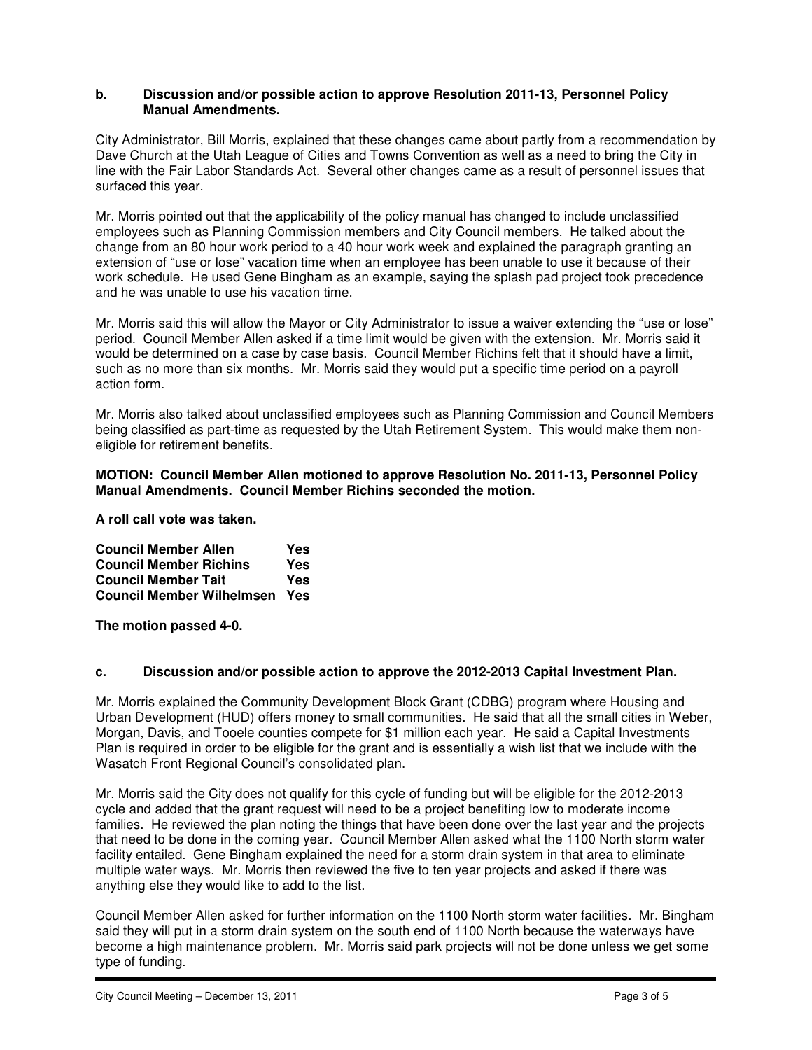**b. Discussion and/or possible action to approve Resolution 2011-13, Personnel Policy Manual Amendments.**

City Administrator, Bill Morris, explained that these changes came about partly from a recommendation by Dave Church at the Utah League of Cities and Towns Convention as well as a need to bring the City in line with the Fair Labor Standards Act. Several other changes came as a result of personnel issues that surfaced this year.

Mr. Morris pointed out that the applicability of the policy manual has changed to include unclassified employees such as Planning Commission members and City Council members. He talked about the change from an 80 hour work period to a 40 hour work week and explained the paragraph granting an extension of "use or lose" vacation time when an employee has been unable to use it because of their work schedule. He used Gene Bingham as an example, saying the splash pad project took precedence and he was unable to use his vacation time.

Mr. Morris said this will allow the Mayor or City Administrator to issue a waiver extending the "use or lose" period. Council Member Allen asked if a time limit would be given with the extension. Mr. Morris said it would be determined on a case by case basis. Council Member Richins felt that it should have a limit, such as no more than six months. Mr. Morris said they would put a specific time period on a payroll action form.

Mr. Morris also talked about unclassified employees such as Planning Commission and Council Members being classified as part-time as requested by the Utah Retirement System. This would make them non-eligible for retirement benefits.

**MOTION: Council Member Allen motioned to approve Resolution No. 2011-13, Personnel Policy Manual Amendments. Council Member Richins seconded the motion.**

**A roll call vote was taken.**

| | |
|---|---|
| **Council Member Allen** | **Yes** |
| **Council Member Richins** | **Yes** |
| **Council Member Tait** | **Yes** |
| **Council Member Wilhelmsen** | **Yes** |

**The motion passed 4-0.**

**c. Discussion and/or possible action to approve the 2012-2013 Capital Investment Plan.**

Mr. Morris explained the Community Development Block Grant (CDBG) program where Housing and Urban Development (HUD) offers money to small communities. He said that all the small cities in Weber, Morgan, Davis, and Tooele counties compete for $1 million each year. He said a Capital Investments Plan is required in order to be eligible for the grant and is essentially a wish list that we include with the Wasatch Front Regional Council's consolidated plan.

Mr. Morris said the City does not qualify for this cycle of funding but will be eligible for the 2012-2013 cycle and added that the grant request will need to be a project benefiting low to moderate income families. He reviewed the plan noting the things that have been done over the last year and the projects that need to be done in the coming year. Council Member Allen asked what the 1100 North storm water facility entailed. Gene Bingham explained the need for a storm drain system in that area to eliminate multiple water ways. Mr. Morris then reviewed the five to ten year projects and asked if there was anything else they would like to add to the list.

Council Member Allen asked for further information on the 1100 North storm water facilities. Mr. Bingham said they will put in a storm drain system on the south end of 1100 North because the waterways have become a high maintenance problem. Mr. Morris said park projects will not be done unless we get some type of funding.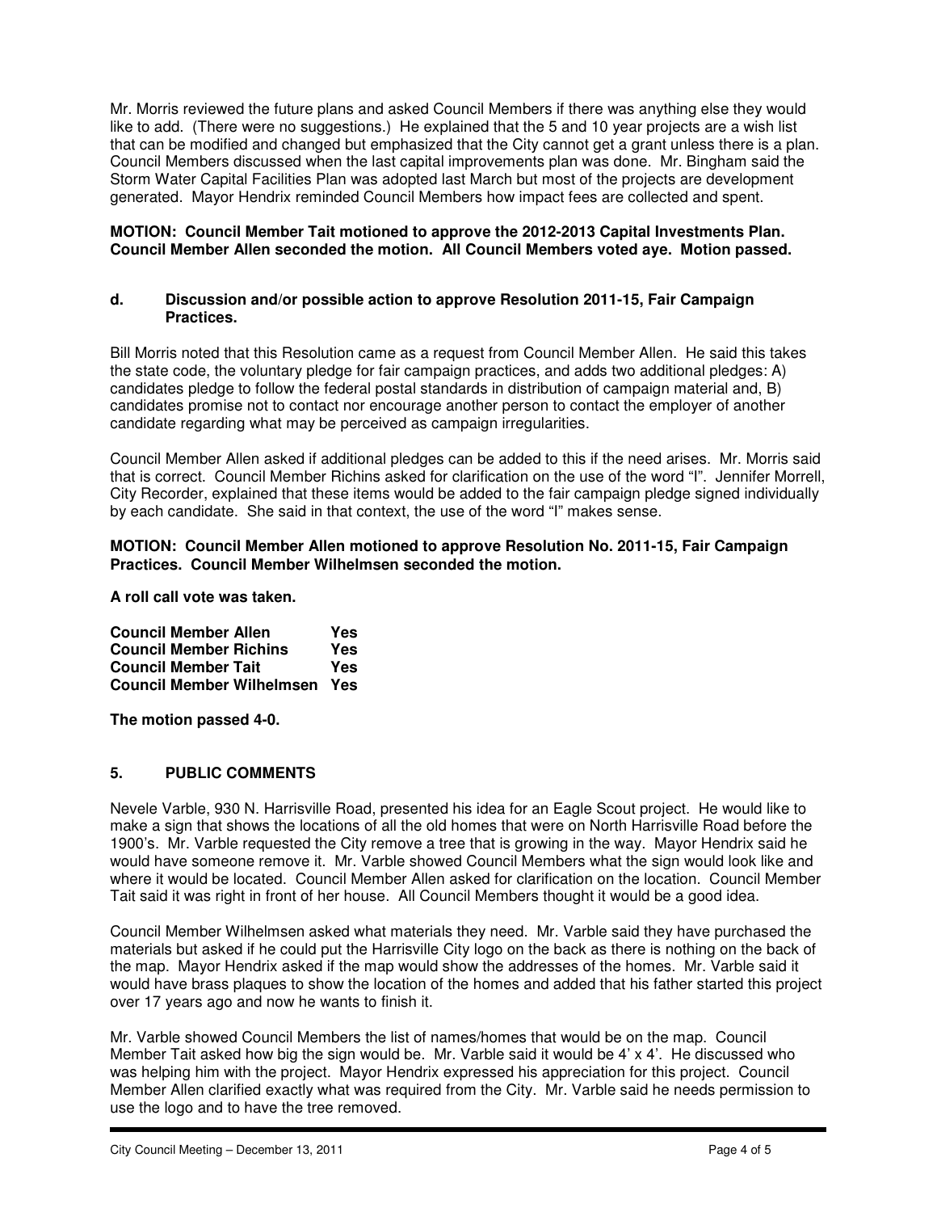Mr. Morris reviewed the future plans and asked Council Members if there was anything else they would like to add. (There were no suggestions.) He explained that the 5 and 10 year projects are a wish list that can be modified and changed but emphasized that the City cannot get a grant unless there is a plan. Council Members discussed when the last capital improvements plan was done. Mr. Bingham said the Storm Water Capital Facilities Plan was adopted last March but most of the projects are development generated. Mayor Hendrix reminded Council Members how impact fees are collected and spent.

**MOTION: Council Member Tait motioned to approve the 2012-2013 Capital Investments Plan. Council Member Allen seconded the motion. All Council Members voted aye. Motion passed.**

**d. Discussion and/or possible action to approve Resolution 2011-15, Fair Campaign Practices.**

Bill Morris noted that this Resolution came as a request from Council Member Allen. He said this takes the state code, the voluntary pledge for fair campaign practices, and adds two additional pledges: A) candidates pledge to follow the federal postal standards in distribution of campaign material and, B) candidates promise not to contact nor encourage another person to contact the employer of another candidate regarding what may be perceived as campaign irregularities.

Council Member Allen asked if additional pledges can be added to this if the need arises. Mr. Morris said that is correct. Council Member Richins asked for clarification on the use of the word "I". Jennifer Morrell, City Recorder, explained that these items would be added to the fair campaign pledge signed individually by each candidate. She said in that context, the use of the word "I" makes sense.

**MOTION: Council Member Allen motioned to approve Resolution No. 2011-15, Fair Campaign Practices. Council Member Wilhelmsen seconded the motion.**

**A roll call vote was taken.**

| | |
|---|---|
| **Council Member Allen** | **Yes** |
| **Council Member Richins** | **Yes** |
| **Council Member Tait** | **Yes** |
| **Council Member Wilhelmsen** | **Yes** |

**The motion passed 4-0.**

## 5. PUBLIC COMMENTS

Nevele Varble, 930 N. Harrisville Road, presented his idea for an Eagle Scout project. He would like to make a sign that shows the locations of all the old homes that were on North Harrisville Road before the 1900's. Mr. Varble requested the City remove a tree that is growing in the way. Mayor Hendrix said he would have someone remove it. Mr. Varble showed Council Members what the sign would look like and where it would be located. Council Member Allen asked for clarification on the location. Council Member Tait said it was right in front of her house. All Council Members thought it would be a good idea.

Council Member Wilhelmsen asked what materials they need. Mr. Varble said they have purchased the materials but asked if he could put the Harrisville City logo on the back as there is nothing on the back of the map. Mayor Hendrix asked if the map would show the addresses of the homes. Mr. Varble said it would have brass plaques to show the location of the homes and added that his father started this project over 17 years ago and now he wants to finish it.

Mr. Varble showed Council Members the list of names/homes that would be on the map. Council Member Tait asked how big the sign would be. Mr. Varble said it would be 4' x 4'. He discussed who was helping him with the project. Mayor Hendrix expressed his appreciation for this project. Council Member Allen clarified exactly what was required from the City. Mr. Varble said he needs permission to use the logo and to have the tree removed.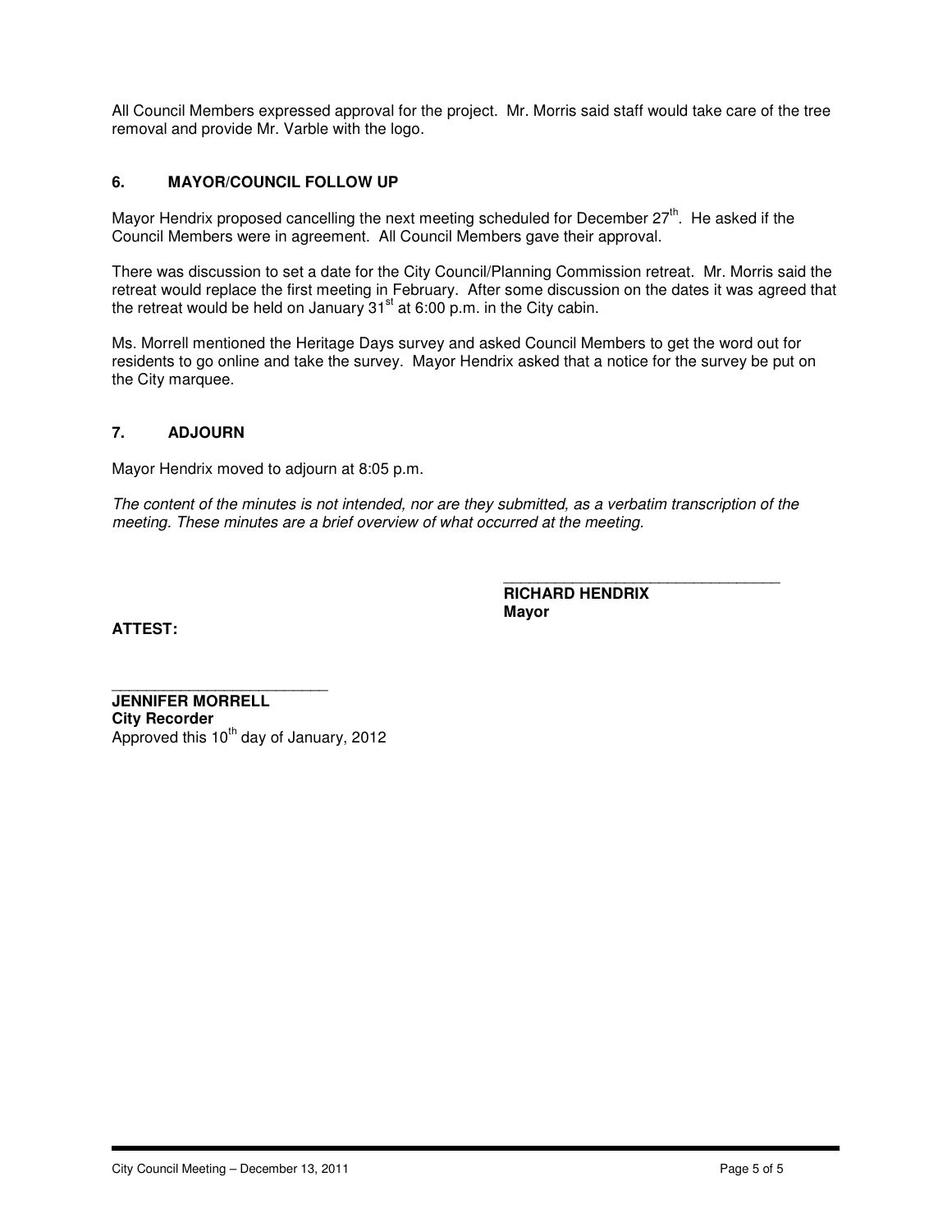All Council Members expressed approval for the project. Mr. Morris said staff would take care of the tree removal and provide Mr. Varble with the logo.

## 6. MAYOR/COUNCIL FOLLOW UP

Mayor Hendrix proposed cancelling the next meeting scheduled for December 27th. He asked if the Council Members were in agreement. All Council Members gave their approval.

There was discussion to set a date for the City Council/Planning Commission retreat. Mr. Morris said the retreat would replace the first meeting in February. After some discussion on the dates it was agreed that the retreat would be held on January 31st at 6:00 p.m. in the City cabin.

Ms. Morrell mentioned the Heritage Days survey and asked Council Members to get the word out for residents to go online and take the survey. Mayor Hendrix asked that a notice for the survey be put on the City marquee.

## 7. ADJOURN

Mayor Hendrix moved to adjourn at 8:05 p.m.

*The content of the minutes is not intended, nor are they submitted, as a verbatim transcription of the meeting. These minutes are a brief overview of what occurred at the meeting.*

\_\_\_\_\_\_\_\_\_\_\_\_\_\_\_\_\_\_\_\_\_\_\_\_\_\_\_\_\_\_\_\_\_\_
**RICHARD HENDRIX**
**Mayor**

**ATTEST:**

\_\_\_\_\_\_\_\_\_\_\_\_\_\_\_\_\_\_\_\_\_\_\_\_\_\_
**JENNIFER MORRELL**
**City Recorder**
Approved this 10th day of January, 2012